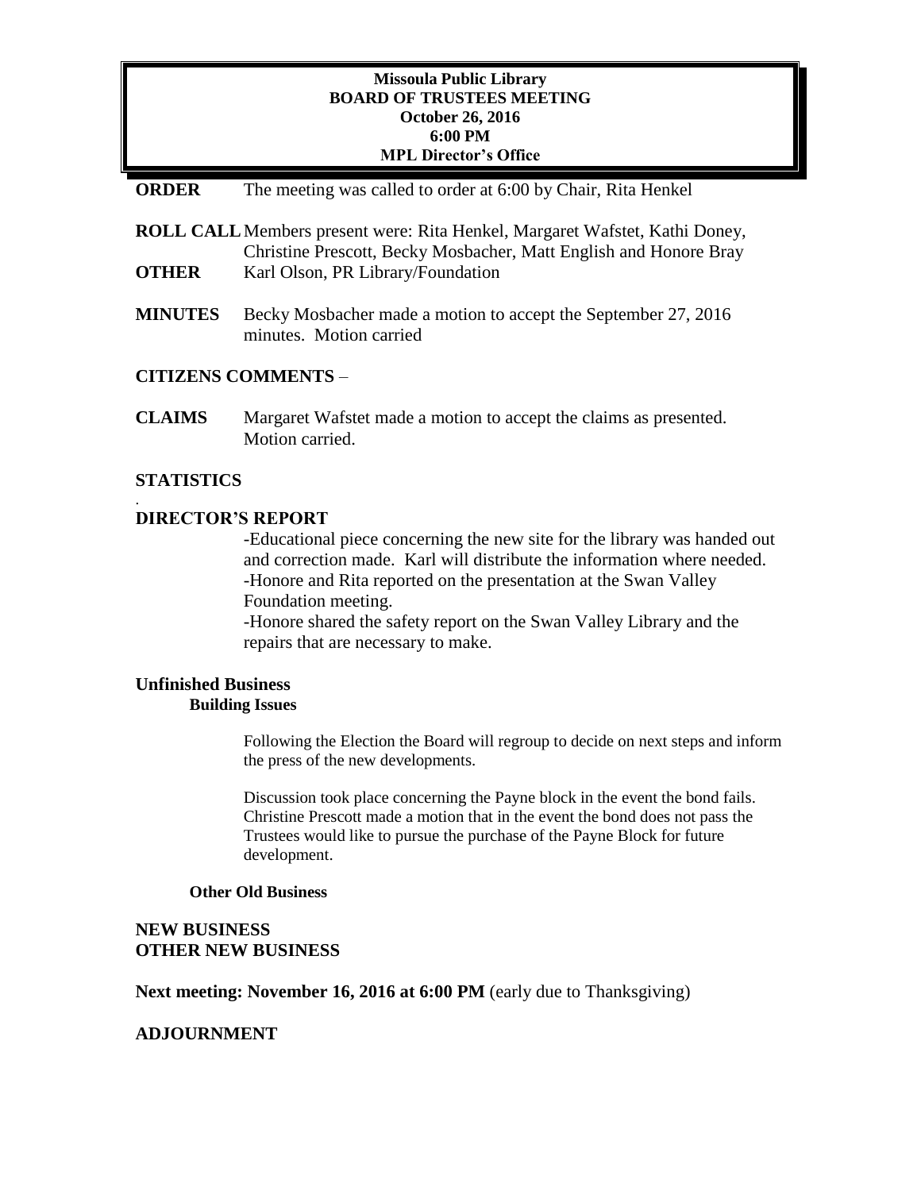**Missoula Public Library**
**BOARD OF TRUSTEES MEETING**
**October 26, 2016**
**6:00 PM**
**MPL Director's Office**

**ORDER** The meeting was called to order at 6:00 by Chair, Rita Henkel

**ROLL CALL** Members present were: Rita Henkel, Margaret Wafstet, Kathi Doney, Christine Prescott, Becky Mosbacher, Matt English and Honore Bray

**OTHER** Karl Olson, PR Library/Foundation

**MINUTES** Becky Mosbacher made a motion to accept the September 27, 2016 minutes. Motion carried

**CITIZENS COMMENTS** –

**CLAIMS** Margaret Wafstet made a motion to accept the claims as presented. Motion carried.

**STATISTICS**

.

**DIRECTOR'S REPORT**

-Educational piece concerning the new site for the library was handed out and correction made. Karl will distribute the information where needed.
-Honore and Rita reported on the presentation at the Swan Valley Foundation meeting.
-Honore shared the safety report on the Swan Valley Library and the repairs that are necessary to make.

**Unfinished Business**

**Building Issues**

Following the Election the Board will regroup to decide on next steps and inform the press of the new developments.

Discussion took place concerning the Payne block in the event the bond fails. Christine Prescott made a motion that in the event the bond does not pass the Trustees would like to pursue the purchase of the Payne Block for future development.

**Other Old Business**

**NEW BUSINESS**
**OTHER NEW BUSINESS**

**Next meeting: November 16, 2016 at 6:00 PM** (early due to Thanksgiving)

**ADJOURNMENT**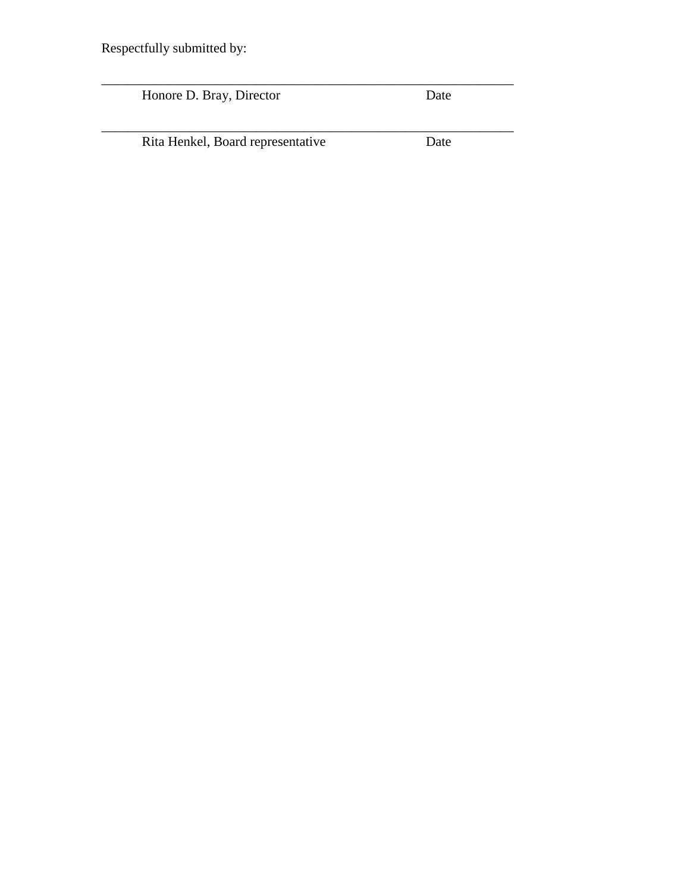Respectfully submitted by:

______________________________________________________________

Honore D. Bray, Director                                        Date

______________________________________________________________

Rita Henkel, Board representative                               Date